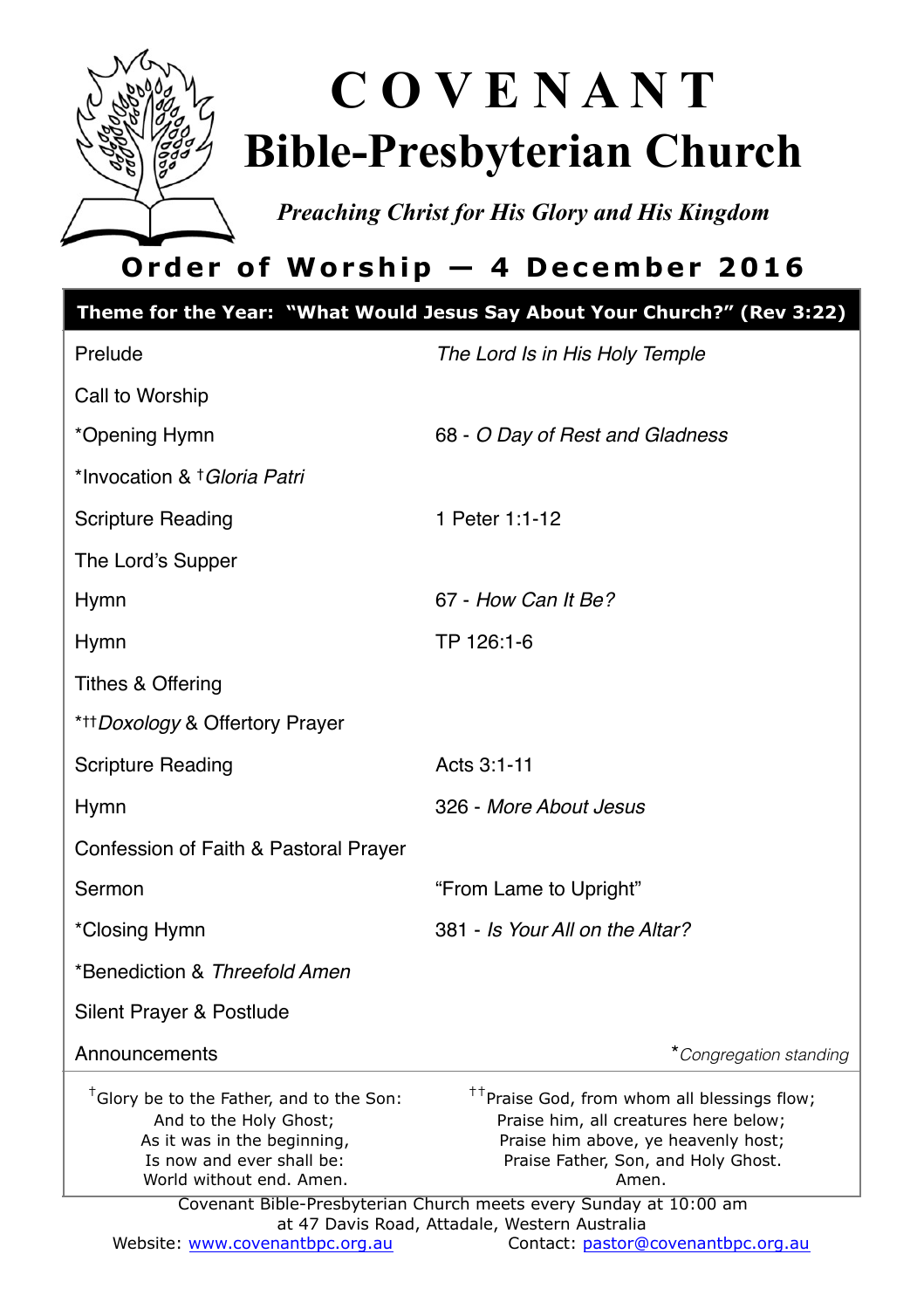# COVENANT
# Bible-Presbyterian Church

*Preaching Christ for His Glory and His Kingdom*

## Order of Worship — 4 December 2016

**Theme for the Year: "What Would Jesus Say About Your Church?" (Rev 3:22)**

| | |
|---|---|
| Prelude | *The Lord Is in His Holy Temple* |
| Call to Worship | |
| *Opening Hymn | 68 - *O Day of Rest and Gladness* |
| *Invocation & †*Gloria Patri* | |
| Scripture Reading | 1 Peter 1:1-12 |
| The Lord's Supper | |
| Hymn | 67 - *How Can It Be?* |
| Hymn | TP 126:1-6 |
| Tithes & Offering | |
| *††*Doxology* & Offertory Prayer | |
| Scripture Reading | Acts 3:1-11 |
| Hymn | 326 - *More About Jesus* |
| Confession of Faith & Pastoral Prayer | |
| Sermon | "From Lame to Upright" |
| *Closing Hymn | 381 - *Is Your All on the Altar?* |
| *Benediction & *Threefold Amen* | |
| Silent Prayer & Postlude | |
| Announcements | **Congregation standing* |

†Glory be to the Father, and to the Son:
And to the Holy Ghost;
As it was in the beginning,
Is now and ever shall be:
World without end. Amen.

††Praise God, from whom all blessings flow;
Praise him, all creatures here below;
Praise him above, ye heavenly host;
Praise Father, Son, and Holy Ghost.
Amen.

Covenant Bible-Presbyterian Church meets every Sunday at 10:00 am
at 47 Davis Road, Attadale, Western Australia

Website: www.covenantbpc.org.au Contact: pastor@covenantbpc.org.au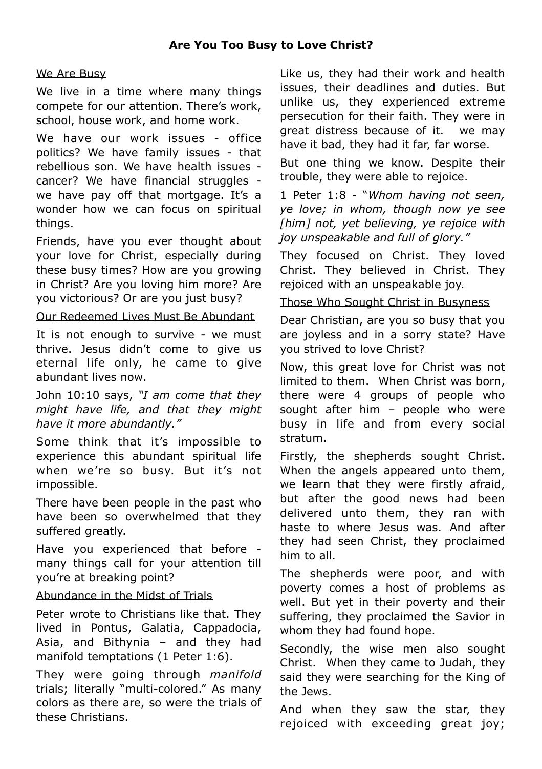**Are You Too Busy to Love Christ?**

We Are Busy

We live in a time where many things compete for our attention. There's work, school, house work, and home work.

We have our work issues - office politics? We have family issues - that rebellious son. We have health issues - cancer? We have financial struggles - we have pay off that mortgage. It's a wonder how we can focus on spiritual things.

Friends, have you ever thought about your love for Christ, especially during these busy times? How are you growing in Christ? Are you loving him more? Are you victorious? Or are you just busy?

Our Redeemed Lives Must Be Abundant

It is not enough to survive - we must thrive. Jesus didn't come to give us eternal life only, he came to give abundant lives now.

John 10:10 says, *"I am come that they might have life, and that they might have it more abundantly."*

Some think that it's impossible to experience this abundant spiritual life when we're so busy. But it's not impossible.

There have been people in the past who have been so overwhelmed that they suffered greatly.

Have you experienced that before - many things call for your attention till you're at breaking point?

Abundance in the Midst of Trials

Peter wrote to Christians like that. They lived in Pontus, Galatia, Cappadocia, Asia, and Bithynia – and they had manifold temptations (1 Peter 1:6).

They were going through *manifold* trials; literally "multi-colored." As many colors as there are, so were the trials of these Christians.

Like us, they had their work and health issues, their deadlines and duties. But unlike us, they experienced extreme persecution for their faith. They were in great distress because of it. we may have it bad, they had it far, far worse.

But one thing we know. Despite their trouble, they were able to rejoice.

1 Peter 1:8 - "*Whom having not seen, ye love; in whom, though now ye see [him] not, yet believing, ye rejoice with joy unspeakable and full of glory."*

They focused on Christ. They loved Christ. They believed in Christ. They rejoiced with an unspeakable joy.

Those Who Sought Christ in Busyness

Dear Christian, are you so busy that you are joyless and in a sorry state? Have you strived to love Christ?

Now, this great love for Christ was not limited to them. When Christ was born, there were 4 groups of people who sought after him – people who were busy in life and from every social stratum.

Firstly, the shepherds sought Christ. When the angels appeared unto them, we learn that they were firstly afraid, but after the good news had been delivered unto them, they ran with haste to where Jesus was. And after they had seen Christ, they proclaimed him to all.

The shepherds were poor, and with poverty comes a host of problems as well. But yet in their poverty and their suffering, they proclaimed the Savior in whom they had found hope.

Secondly, the wise men also sought Christ. When they came to Judah, they said they were searching for the King of the Jews.

And when they saw the star, they rejoiced with exceeding great joy;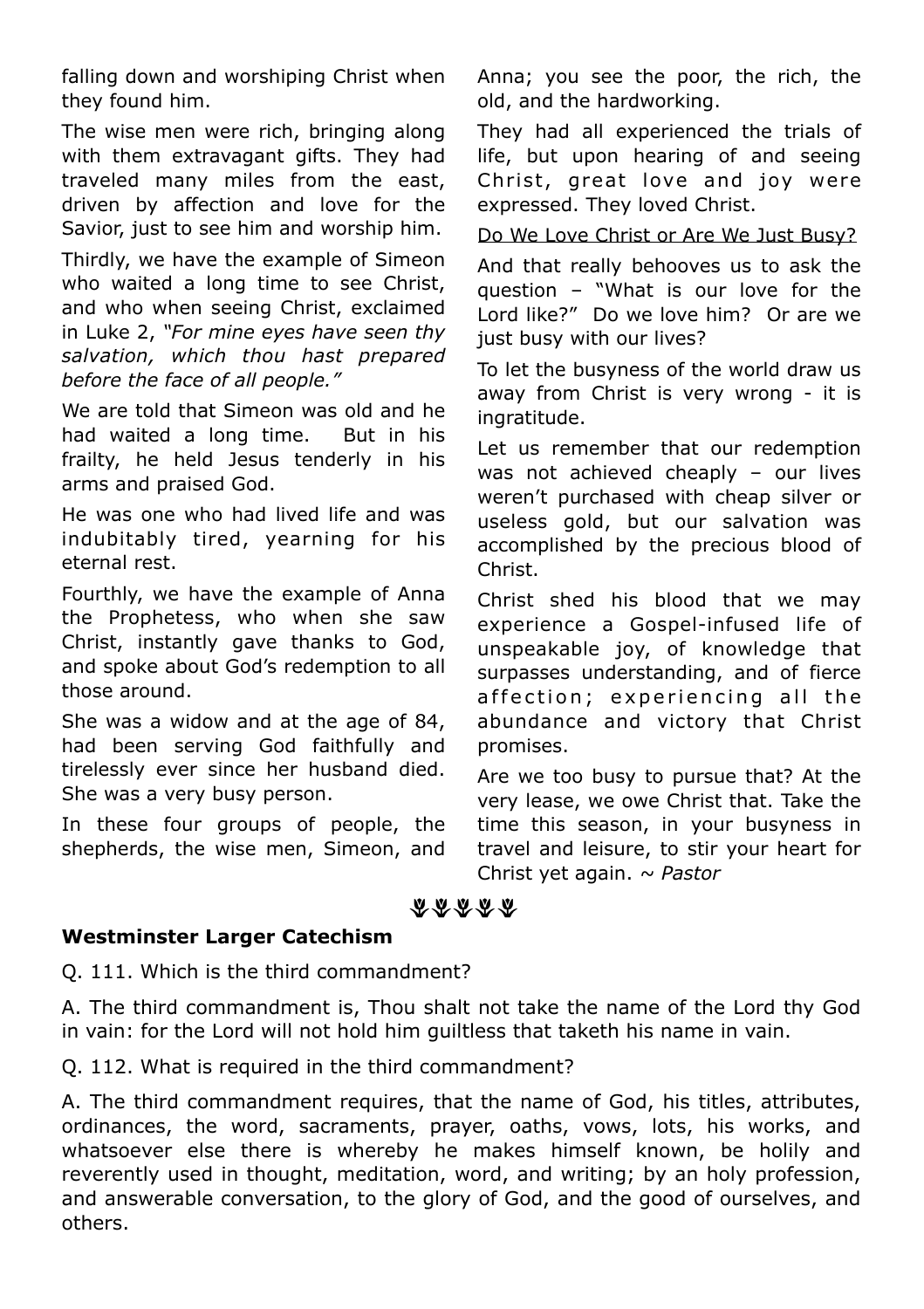falling down and worshiping Christ when they found him.

The wise men were rich, bringing along with them extravagant gifts. They had traveled many miles from the east, driven by affection and love for the Savior, just to see him and worship him.

Thirdly, we have the example of Simeon who waited a long time to see Christ, and who when seeing Christ, exclaimed in Luke 2, *"For mine eyes have seen thy salvation, which thou hast prepared before the face of all people."*

We are told that Simeon was old and he had waited a long time. But in his frailty, he held Jesus tenderly in his arms and praised God.

He was one who had lived life and was indubitably tired, yearning for his eternal rest.

Fourthly, we have the example of Anna the Prophetess, who when she saw Christ, instantly gave thanks to God, and spoke about God's redemption to all those around.

She was a widow and at the age of 84, had been serving God faithfully and tirelessly ever since her husband died. She was a very busy person.

In these four groups of people, the shepherds, the wise men, Simeon, and Anna; you see the poor, the rich, the old, and the hardworking.

They had all experienced the trials of life, but upon hearing of and seeing Christ, great love and joy were expressed. They loved Christ.

<u>Do We Love Christ or Are We Just Busy?</u>

And that really behooves us to ask the question – "What is our love for the Lord like?" Do we love him? Or are we just busy with our lives?

To let the busyness of the world draw us away from Christ is very wrong - it is ingratitude.

Let us remember that our redemption was not achieved cheaply – our lives weren't purchased with cheap silver or useless gold, but our salvation was accomplished by the precious blood of Christ.

Christ shed his blood that we may experience a Gospel-infused life of unspeakable joy, of knowledge that surpasses understanding, and of fierce affection; experiencing all the abundance and victory that Christ promises.

Are we too busy to pursue that? At the very lease, we owe Christ that. Take the time this season, in your busyness in travel and leisure, to stir your heart for Christ yet again. ~ *Pastor*

## Westminster Larger Catechism

Q. 111. Which is the third commandment?

A. The third commandment is, Thou shalt not take the name of the Lord thy God in vain: for the Lord will not hold him guiltless that taketh his name in vain.

Q. 112. What is required in the third commandment?

A. The third commandment requires, that the name of God, his titles, attributes, ordinances, the word, sacraments, prayer, oaths, vows, lots, his works, and whatsoever else there is whereby he makes himself known, be holily and reverently used in thought, meditation, word, and writing; by an holy profession, and answerable conversation, to the glory of God, and the good of ourselves, and others.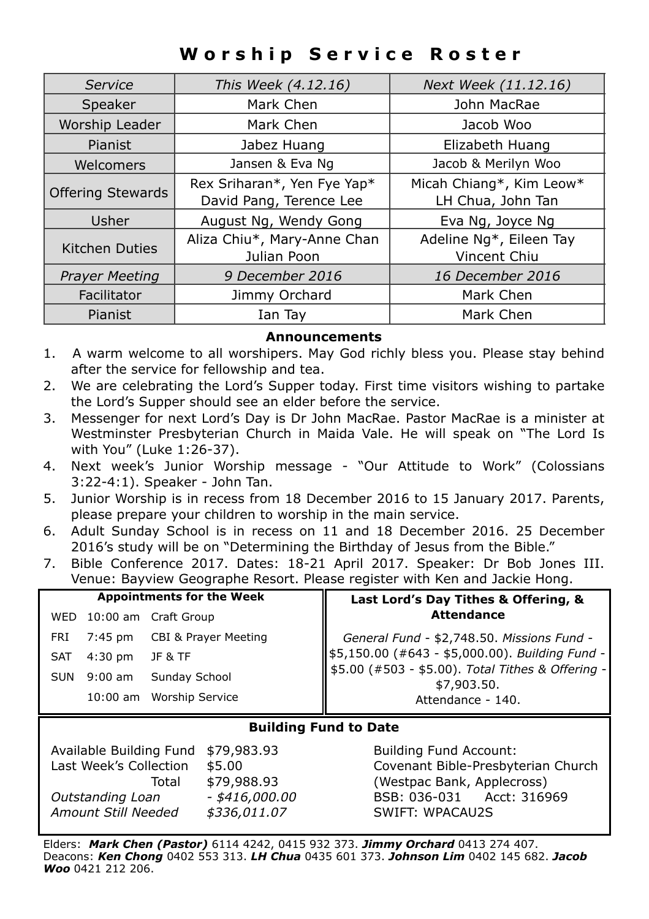# Worship Service Roster

| *Service* | *This Week (4.12.16)* | *Next Week (11.12.16)* |
|---|---|---|
| Speaker | Mark Chen | John MacRae |
| Worship Leader | Mark Chen | Jacob Woo |
| Pianist | Jabez Huang | Elizabeth Huang |
| Welcomers | Jansen & Eva Ng | Jacob & Merilyn Woo |
| Offering Stewards | Rex Sriharan*, Yen Fye Yap* David Pang, Terence Lee | Micah Chiang*, Kim Leow* LH Chua, John Tan |
| Usher | August Ng, Wendy Gong | Eva Ng, Joyce Ng |
| Kitchen Duties | Aliza Chiu*, Mary-Anne Chan Julian Poon | Adeline Ng*, Eileen Tay Vincent Chiu |
| *Prayer Meeting* | *9 December 2016* | *16 December 2016* |
| Facilitator | Jimmy Orchard | Mark Chen |
| Pianist | Ian Tay | Mark Chen |

## Announcements

1. A warm welcome to all worshipers. May God richly bless you. Please stay behind after the service for fellowship and tea.
2. We are celebrating the Lord's Supper today. First time visitors wishing to partake the Lord's Supper should see an elder before the service.
3. Messenger for next Lord's Day is Dr John MacRae. Pastor MacRae is a minister at Westminster Presbyterian Church in Maida Vale. He will speak on "The Lord Is with You" (Luke 1:26-37).
4. Next week's Junior Worship message - "Our Attitude to Work" (Colossians 3:22-4:1). Speaker - John Tan.
5. Junior Worship is in recess from 18 December 2016 to 15 January 2017. Parents, please prepare your children to worship in the main service.
6. Adult Sunday School is in recess on 11 and 18 December 2016. 25 December 2016's study will be on "Determining the Birthday of Jesus from the Bible."
7. Bible Conference 2017. Dates: 18-21 April 2017. Speaker: Dr Bob Jones III. Venue: Bayview Geographe Resort. Please register with Ken and Jackie Hong.

**Appointments for the Week**

| | | |
|---|---|---|
| WED | 10:00 am | Craft Group |
| FRI | 7:45 pm | CBI & Prayer Meeting |
| SAT | 4:30 pm | JF & TF |
| SUN | 9:00 am | Sunday School |
| | 10:00 am | Worship Service |

**Last Lord's Day Tithes & Offering, & Attendance**

*General Fund* - $2,748.50. *Missions Fund* - $5,150.00 (#643 - $5,000.00). *Building Fund* - $5.00 (#503 - $5.00). *Total Tithes & Offering* - $7,903.50.
Attendance - 140.

**Building Fund to Date**

| | |
|---|---|
| Available Building Fund | $79,983.93 |
| Last Week's Collection | $5.00 |
| Total | $79,988.93 |
| *Outstanding Loan* | *- $416,000.00* |
| *Amount Still Needed* | *$336,011.07* |

Building Fund Account:
Covenant Bible-Presbyterian Church
(Westpac Bank, Applecross)
BSB: 036-031 Acct: 316969
SWIFT: WPACAU2S

Elders: ***Mark Chen (Pastor)*** 6114 4242, 0415 932 373. ***Jimmy Orchard*** 0413 274 407.
Deacons: ***Ken Chong*** 0402 553 313. ***LH Chua*** 0435 601 373. ***Johnson Lim*** 0402 145 682. ***Jacob Woo*** 0421 212 206.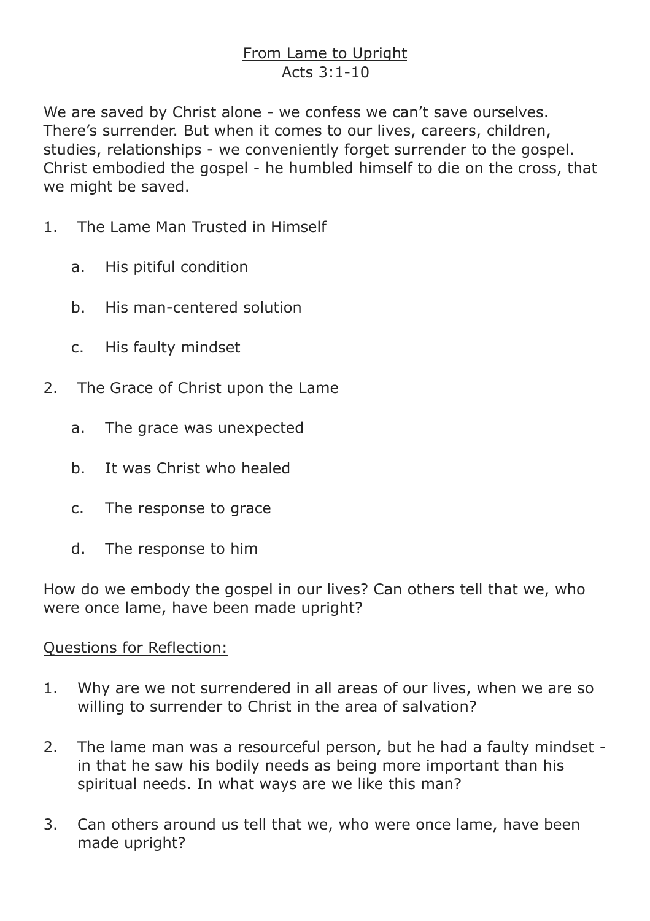# From Lame to Upright

Acts 3:1-10

We are saved by Christ alone - we confess we can't save ourselves. There's surrender. But when it comes to our lives, careers, children, studies, relationships - we conveniently forget surrender to the gospel. Christ embodied the gospel - he humbled himself to die on the cross, that we might be saved.

1. The Lame Man Trusted in Himself
    a. His pitiful condition
    b. His man-centered solution
    c. His faulty mindset
2. The Grace of Christ upon the Lame
    a. The grace was unexpected
    b. It was Christ who healed
    c. The response to grace
    d. The response to him

How do we embody the gospel in our lives? Can others tell that we, who were once lame, have been made upright?

## Questions for Reflection:

1. Why are we not surrendered in all areas of our lives, when we are so willing to surrender to Christ in the area of salvation?
2. The lame man was a resourceful person, but he had a faulty mindset - in that he saw his bodily needs as being more important than his spiritual needs. In what ways are we like this man?
3. Can others around us tell that we, who were once lame, have been made upright?